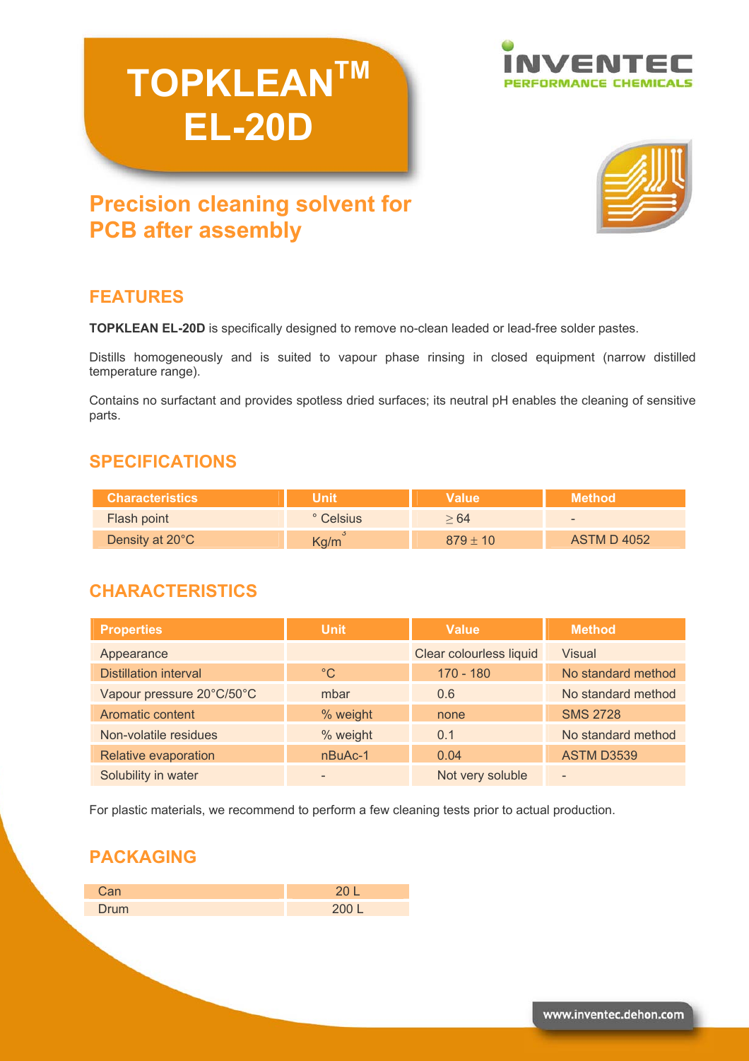# TOPKLEAN™ EL-20D

INVENTEC
PERFORMANCE CHEMICALS

## Precision cleaning solvent for PCB after assembly

## FEATURES

**TOPKLEAN EL-20D** is specifically designed to remove no-clean leaded or lead-free solder pastes.

Distills homogeneously and is suited to vapour phase rinsing in closed equipment (narrow distilled temperature range).

Contains no surfactant and provides spotless dried surfaces; its neutral pH enables the cleaning of sensitive parts.

## SPECIFICATIONS

| Characteristics | Unit | Value | Method |
|---|---|---|---|
| Flash point | ° Celsius | $\geq 64$ | - |
| Density at 20°C | $Kg/m^3$ | $879 \pm 10$ | ASTM D 4052 |

## CHARACTERISTICS

| Properties | Unit | Value | Method |
|---|---|---|---|
| Appearance | | Clear colourless liquid | Visual |
| Distillation interval | °C | 170 - 180 | No standard method |
| Vapour pressure 20°C/50°C | mbar | 0.6 | No standard method |
| Aromatic content | % weight | none | SMS 2728 |
| Non-volatile residues | % weight | 0.1 | No standard method |
| Relative evaporation | nBuAc-1 | 0.04 | ASTM D3539 |
| Solubility in water | - | Not very soluble | - |

For plastic materials, we recommend to perform a few cleaning tests prior to actual production.

## PACKAGING

| Can | 20 L |
|---|---|
| Drum | 200 L |

www.inventec.dehon.com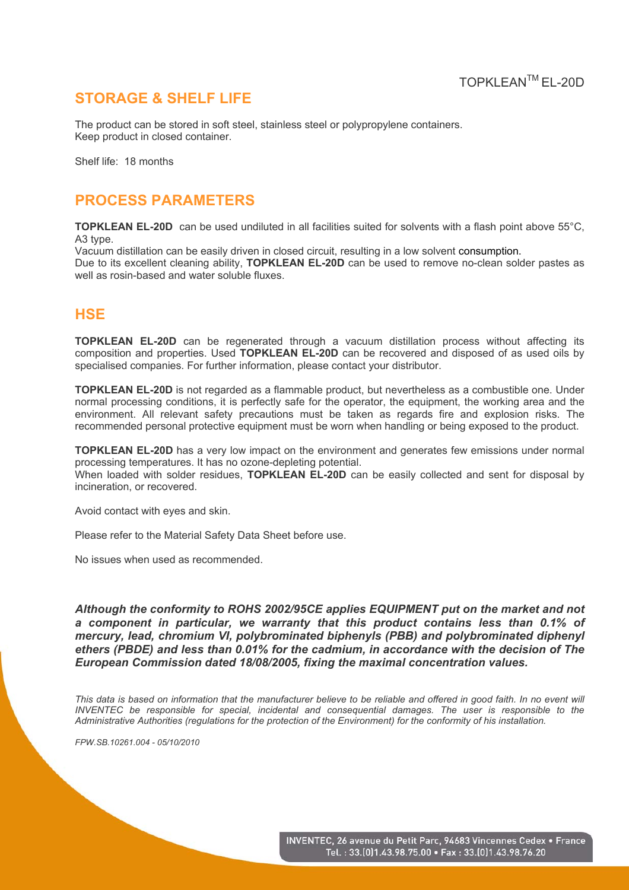## STORAGE & SHELF LIFE

The product can be stored in soft steel, stainless steel or polypropylene containers.
Keep product in closed container.

Shelf life: 18 months

## PROCESS PARAMETERS

**TOPKLEAN EL-20D** can be used undiluted in all facilities suited for solvents with a flash point above 55°C, A3 type.
Vacuum distillation can be easily driven in closed circuit, resulting in a low solvent consumption.
Due to its excellent cleaning ability, **TOPKLEAN EL-20D** can be used to remove no-clean solder pastes as well as rosin-based and water soluble fluxes.

## HSE

**TOPKLEAN EL-20D** can be regenerated through a vacuum distillation process without affecting its composition and properties. Used **TOPKLEAN EL-20D** can be recovered and disposed of as used oils by specialised companies. For further information, please contact your distributor.

**TOPKLEAN EL-20D** is not regarded as a flammable product, but nevertheless as a combustible one. Under normal processing conditions, it is perfectly safe for the operator, the equipment, the working area and the environment. All relevant safety precautions must be taken as regards fire and explosion risks. The recommended personal protective equipment must be worn when handling or being exposed to the product.

**TOPKLEAN EL-20D** has a very low impact on the environment and generates few emissions under normal processing temperatures. It has no ozone-depleting potential.
When loaded with solder residues, **TOPKLEAN EL-20D** can be easily collected and sent for disposal by incineration, or recovered.

Avoid contact with eyes and skin.

Please refer to the Material Safety Data Sheet before use.

No issues when used as recommended.

***Although the conformity to ROHS 2002/95CE applies EQUIPMENT put on the market and not a component in particular, we warranty that this product contains less than 0.1% of mercury, lead, chromium VI, polybrominated biphenyls (PBB) and polybrominated diphenyl ethers (PBDE) and less than 0.01% for the cadmium, in accordance with the decision of The European Commission dated 18/08/2005, fixing the maximal concentration values.***

*This data is based on information that the manufacturer believe to be reliable and offered in good faith. In no event will INVENTEC be responsible for special, incidental and consequential damages. The user is responsible to the Administrative Authorities (regulations for the protection of the Environment) for the conformity of his installation.*

*FPW.SB.10261.004 - 05/10/2010*

INVENTEC, 26 avenue du Petit Parc, 94683 Vincennes Cedex • France
Tel. : 33.(0)1.43.98.75.00 • Fax : 33.(0)1.43.98.76.20